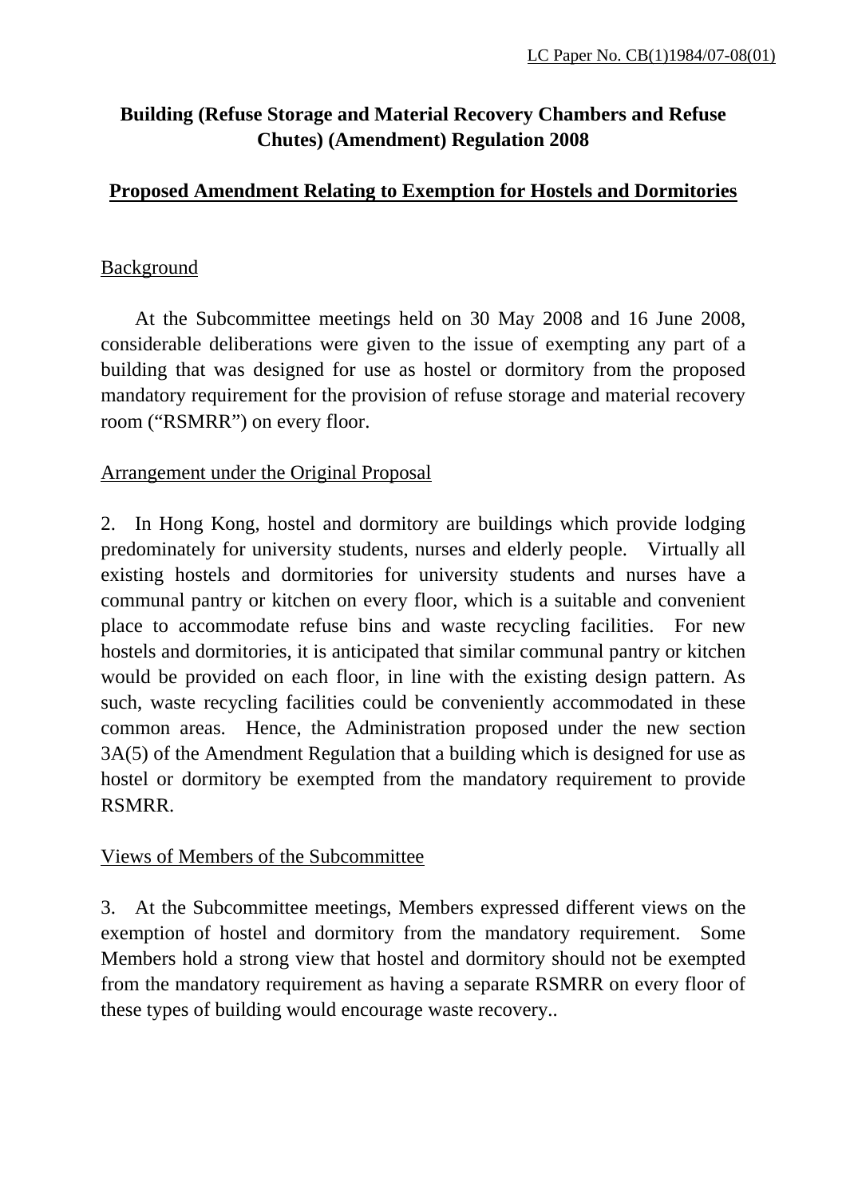LC Paper No. CB(1)1984/07-08(01)

**Building (Refuse Storage and Material Recovery Chambers and Refuse Chutes) (Amendment) Regulation 2008**

**Proposed Amendment Relating to Exemption for Hostels and Dormitories**

Background

At the Subcommittee meetings held on 30 May 2008 and 16 June 2008, considerable deliberations were given to the issue of exempting any part of a building that was designed for use as hostel or dormitory from the proposed mandatory requirement for the provision of refuse storage and material recovery room ("RSMRR") on every floor.

Arrangement under the Original Proposal

2. In Hong Kong, hostel and dormitory are buildings which provide lodging predominately for university students, nurses and elderly people. Virtually all existing hostels and dormitories for university students and nurses have a communal pantry or kitchen on every floor, which is a suitable and convenient place to accommodate refuse bins and waste recycling facilities. For new hostels and dormitories, it is anticipated that similar communal pantry or kitchen would be provided on each floor, in line with the existing design pattern. As such, waste recycling facilities could be conveniently accommodated in these common areas. Hence, the Administration proposed under the new section 3A(5) of the Amendment Regulation that a building which is designed for use as hostel or dormitory be exempted from the mandatory requirement to provide RSMRR.

Views of Members of the Subcommittee

3. At the Subcommittee meetings, Members expressed different views on the exemption of hostel and dormitory from the mandatory requirement. Some Members hold a strong view that hostel and dormitory should not be exempted from the mandatory requirement as having a separate RSMRR on every floor of these types of building would encourage waste recovery..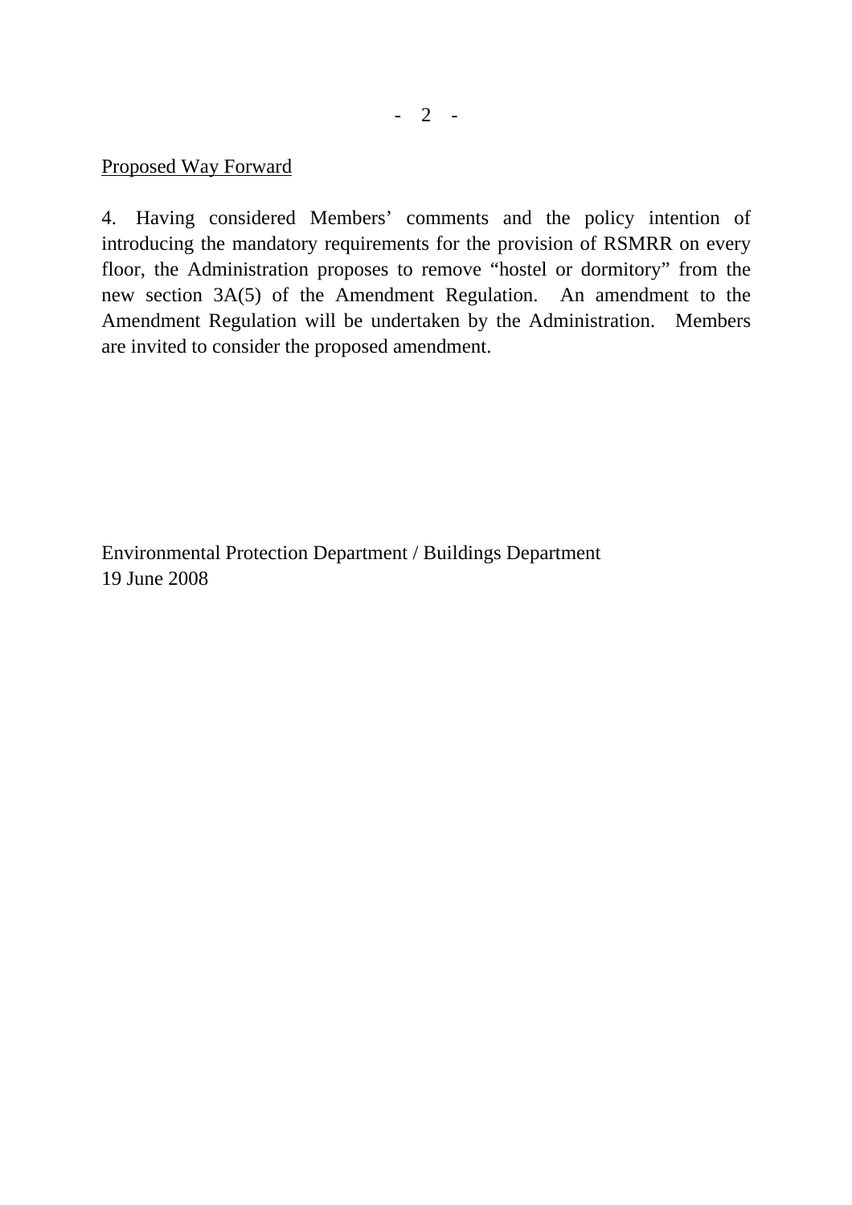<u>Proposed Way Forward</u>

4. Having considered Members' comments and the policy intention of introducing the mandatory requirements for the provision of RSMRR on every floor, the Administration proposes to remove "hostel or dormitory" from the new section 3A(5) of the Amendment Regulation. An amendment to the Amendment Regulation will be undertaken by the Administration. Members are invited to consider the proposed amendment.

Environmental Protection Department / Buildings Department
19 June 2008